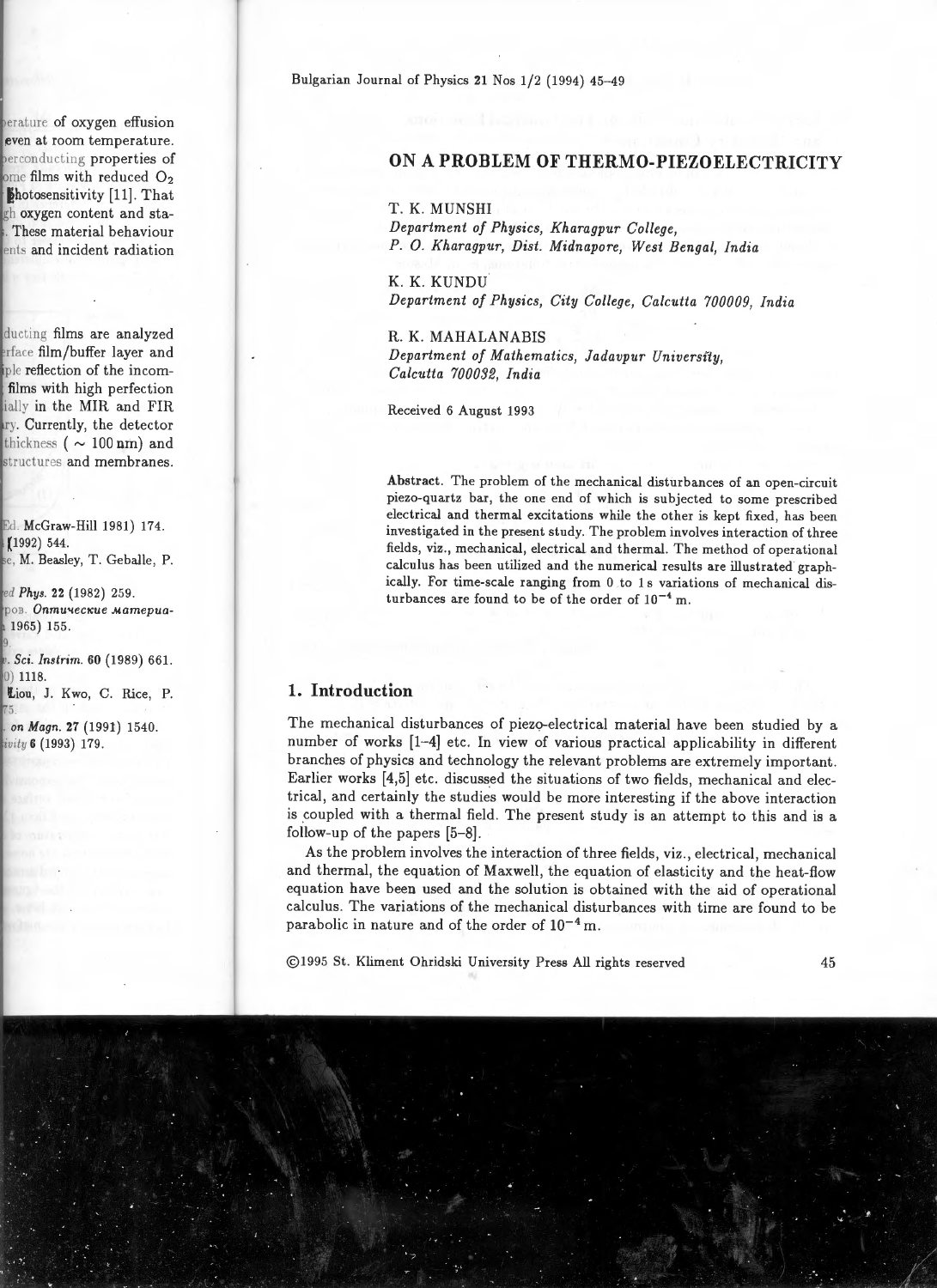# ON A PROBLEM OF THERMO-PIEZOELECTRICITY

T. K. MUNSHI

*Department of Physics, Kharagpur College, P. O. Kharagpur, Dist. Midnapore, West Bengal, India*

K. K. KUNDU

*Department of Physics, City College, Calcutta 700009, India*

R. K. MAHALANABIS

*Department of Mathematics, Jadavpur University, Calcutta 700032, India*

Received 6 August 1993

**Abstract.** The problem of the mechanical disturbances of an open-circuit piezo-quartz bar, the one end of which is subjected to some prescribed electrical and thermal excitations while the other is kept fixed, has been investigated in the present study. The problem involves interaction of three fields, viz., mechanical, electrical and thermal. The method of operational calculus has been utilized and the numerical results are illustrated graphically. For time-scale ranging from 0 to 1 s variations of mechanical disturbances are found to be of the order of $10^{-4}$ m.

## 1. Introduction

The mechanical disturbances of piezo-electrical material have been studied by a number of works [1–4] etc. In view of various practical applicability in different branches of physics and technology the relevant problems are extremely important. Earlier works [4,5] etc. discussed the situations of two fields, mechanical and electrical, and certainly the studies would be more interesting if the above interaction is coupled with a thermal field. The present study is an attempt to this and is a follow-up of the papers [5–8].

As the problem involves the interaction of three fields, viz., electrical, mechanical and thermal, the equation of Maxwell, the equation of elasticity and the heat-flow equation have been used and the solution is obtained with the aid of operational calculus. The variations of the mechanical disturbances with time are found to be parabolic in nature and of the order of $10^{-4}$ m.

©1995 St. Kliment Ohridski University Press All rights reserved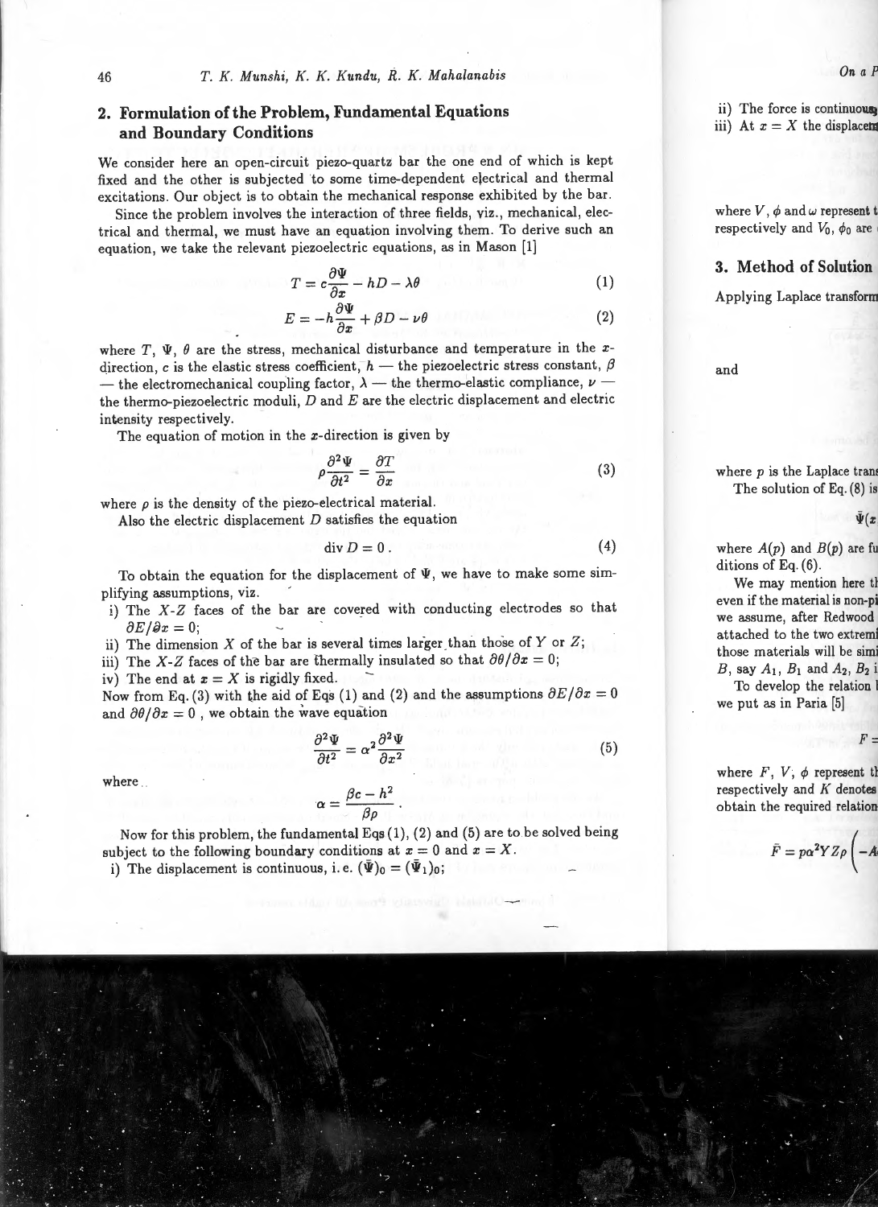## 2. Formulation of the Problem, Fundamental Equations and Boundary Conditions

We consider here an open-circuit piezo-quartz bar the one end of which is kept fixed and the other is subjected to some time-dependent electrical and thermal excitations. Our object is to obtain the mechanical response exhibited by the bar.

Since the problem involves the interaction of three fields, viz., mechanical, electrical and thermal, we must have an equation involving them. To derive such an equation, we take the relevant piezoelectric equations, as in Mason [1]

$$T = c\frac{\partial \Psi}{\partial x} - hD - \lambda\theta \tag{1}$$

$$E = -h\frac{\partial \Psi}{\partial x} + \beta D - \nu\theta \tag{2}$$

where $T$, $\Psi$, $\theta$ are the stress, mechanical disturbance and temperature in the $x$-direction, $c$ is the elastic stress coefficient, $h$ — the piezoelectric stress constant, $\beta$ — the electromechanical coupling factor, $\lambda$ — the thermo-elastic compliance, $\nu$ — the thermo-piezoelectric moduli, $D$ and $E$ are the electric displacement and electric intensity respectively.

The equation of motion in the $x$-direction is given by

$$\rho\frac{\partial^2 \Psi}{\partial t^2} = \frac{\partial T}{\partial x} \tag{3}$$

where $\rho$ is the density of the piezo-electrical material.

Also the electric displacement $D$ satisfies the equation

$$\operatorname{div} D = 0\,. \tag{4}$$

To obtain the equation for the displacement of $\Psi$, we have to make some simplifying assumptions, viz.

i) The $X$-$Z$ faces of the bar are covered with conducting electrodes so that $\partial E/\partial x = 0$;
ii) The dimension $X$ of the bar is several times larger than those of $Y$ or $Z$;
iii) The $X$-$Z$ faces of the bar are thermally insulated so that $\partial\theta/\partial x = 0$;
iv) The end at $x = X$ is rigidly fixed.

Now from Eq. (3) with the aid of Eqs (1) and (2) and the assumptions $\partial E/\partial x = 0$ and $\partial\theta/\partial x = 0$ , we obtain the wave equation

$$\frac{\partial^2 \Psi}{\partial t^2} = \alpha^2\frac{\partial^2 \Psi}{\partial x^2} \tag{5}$$

where

$$\alpha = \frac{\beta c - h^2}{\beta\rho}\,.$$

Now for this problem, the fundamental Eqs (1), (2) and (5) are to be solved being subject to the following boundary conditions at $x = 0$ and $x = X$.

i) The displacement is continuous, i.e. $(\bar{\Psi})_0 = (\bar{\Psi}_1)_0$;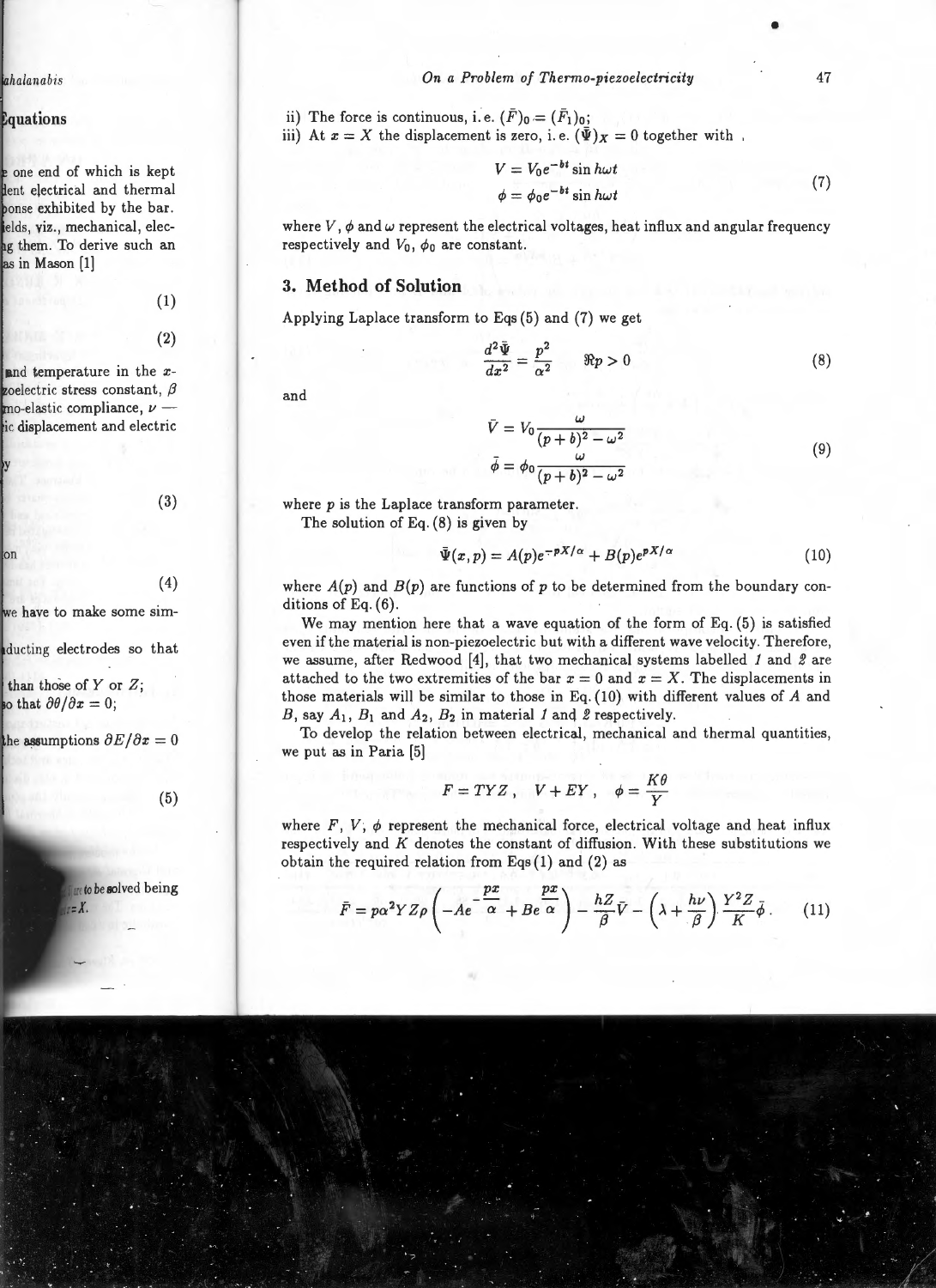ii) The force is continuous, i.e. $(\bar{F})_0 = (\bar{F}_1)_0$;

iii) At $x = X$ the displacement is zero, i.e. $(\bar{\Psi})_X = 0$ together with

$$
\begin{aligned}
V &= V_0 e^{-bt} \sin h\omega t \\
\phi &= \phi_0 e^{-bt} \sin h\omega t
\end{aligned}
\tag{7}
$$

where $V$, $\phi$ and $\omega$ represent the electrical voltages, heat influx and angular frequency respectively and $V_0$, $\phi_0$ are constant.

## 3. Method of Solution

Applying Laplace transform to Eqs (5) and (7) we get

$$
\frac{d^2\bar{\Psi}}{dx^2} = \frac{p^2}{\alpha^2} \qquad \Re p > 0 \tag{8}
$$

and

$$
\begin{aligned}
\bar{V} &= V_0 \frac{\omega}{(p+b)^2 - \omega^2} \\
\bar{\phi} &= \phi_0 \frac{\omega}{(p+b)^2 - \omega^2}
\end{aligned}
\tag{9}
$$

where $p$ is the Laplace transform parameter.

The solution of Eq. (8) is given by

$$
\bar{\Psi}(x,p) = A(p)e^{-pX/\alpha} + B(p)e^{pX/\alpha} \tag{10}
$$

where $A(p)$ and $B(p)$ are functions of $p$ to be determined from the boundary conditions of Eq. (6).

We may mention here that a wave equation of the form of Eq. (5) is satisfied even if the material is non-piezoelectric but with a different wave velocity. Therefore, we assume, after Redwood [4], that two mechanical systems labelled *1* and *2* are attached to the two extremities of the bar $x = 0$ and $x = X$. The displacements in those materials will be similar to those in Eq. (10) with different values of $A$ and $B$, say $A_1$, $B_1$ and $A_2$, $B_2$ in material *1* and *2* respectively.

To develop the relation between electrical, mechanical and thermal quantities, we put as in Paria [5]

$$
F = TYZ\,, \quad V + EY\,, \quad \phi = \frac{K\theta}{Y}
$$

where $F$, $V$, $\phi$ represent the mechanical force, electrical voltage and heat influx respectively and $K$ denotes the constant of diffusion. With these substitutions we obtain the required relation from Eqs (1) and (2) as

$$
\bar{F} = p\alpha^2 YZ\rho\left(-Ae^{-\frac{px}{\alpha}} + Be^{\frac{px}{\alpha}}\right) - \frac{hZ}{\beta}\bar{V} - \left(\lambda + \frac{h\nu}{\beta}\right)\frac{Y^2 Z}{K}\bar{\phi}\,. \tag{11}
$$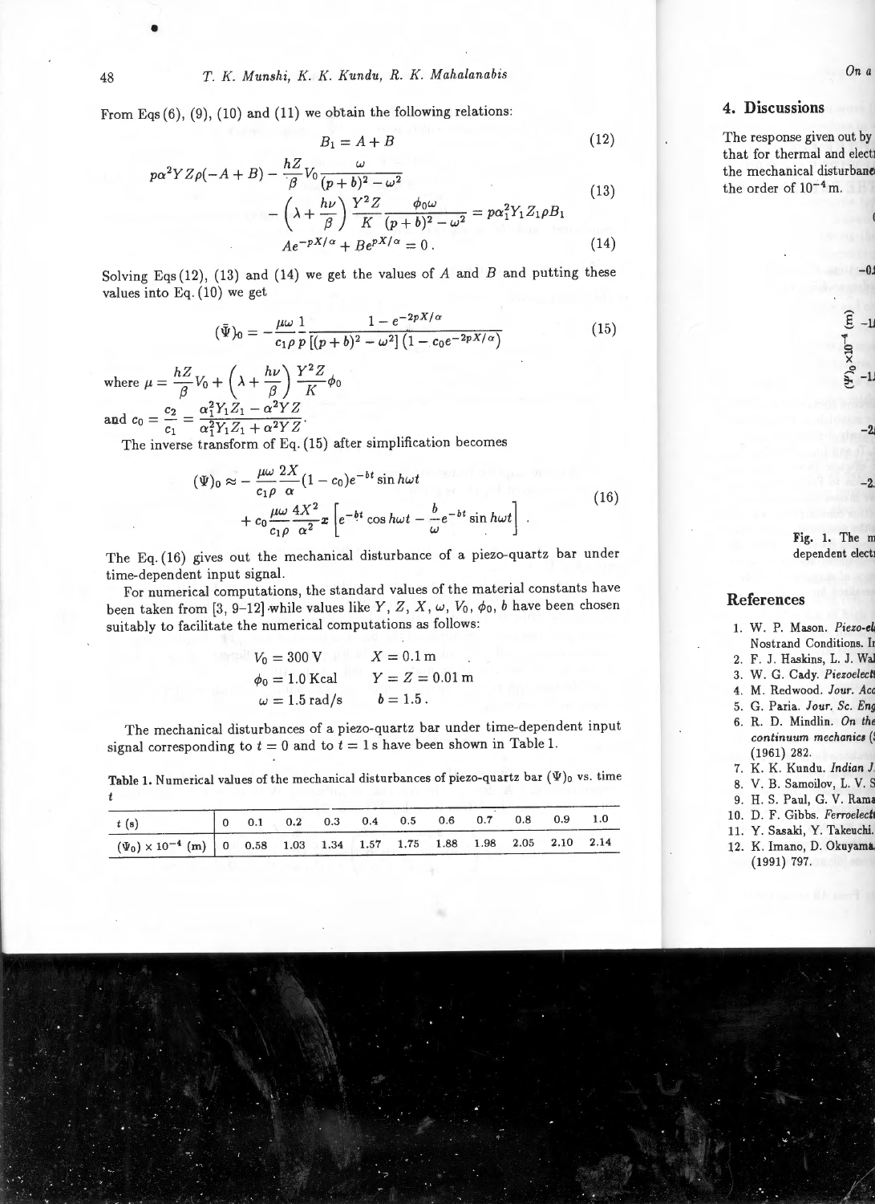From Eqs (6), (9), (10) and (11) we obtain the following relations:

$$B_1 = A + B \tag{12}$$

$$p\alpha^2 YZ\rho(-A+B) - \frac{hZ}{\beta}V_0\frac{\omega}{(p+b)^2-\omega^2} - \left(\lambda + \frac{h\nu}{\beta}\right)\frac{Y^2Z}{K}\frac{\phi_0\omega}{(p+b)^2-\omega^2} = p\alpha_1^2 Y_1 Z_1 \rho B_1 \tag{13}$$

$$Ae^{-pX/\alpha} + Be^{pX/\alpha} = 0\,. \tag{14}$$

Solving Eqs (12), (13) and (14) we get the values of $A$ and $B$ and putting these values into Eq. (10) we get

$$(\bar{\Psi})_0 = -\frac{\mu\omega}{c_1\rho}\frac{1}{p}\frac{1-e^{-2pX/\alpha}}{[(p+b)^2-\omega^2]\left(1-c_0e^{-2pX/\alpha}\right)} \tag{15}$$

where $\mu = \frac{hZ}{\beta}V_0 + \left(\lambda + \frac{h\nu}{\beta}\right)\frac{Y^2Z}{K}\phi_0$

and $c_0 = \frac{c_2}{c_1} = \frac{\alpha_1^2 Y_1 Z_1 - \alpha^2 YZ}{\alpha_1^2 Y_1 Z_1 + \alpha^2 YZ}$.

The inverse transform of Eq. (15) after simplification becomes

$$(\Psi)_0 \approx -\frac{\mu\omega}{c_1\rho}\frac{2X}{\alpha}(1-c_0)e^{-bt}\sin h\omega t + c_0\frac{\mu\omega}{c_1\rho}\frac{4X^2}{\alpha^2}x\left[e^{-bt}\cos h\omega t - \frac{b}{\omega}e^{-bt}\sin h\omega t\right]. \tag{16}$$

The Eq. (16) gives out the mechanical disturbance of a piezo-quartz bar under time-dependent input signal.

For numerical computations, the standard values of the material constants have been taken from [3, 9–12] while values like $Y$, $Z$, $X$, $\omega$, $V_0$, $\phi_0$, $b$ have been chosen suitably to facilitate the numerical computations as follows:

$$V_0 = 300\,\text{V} \qquad X = 0.1\,\text{m}$$

$$\phi_0 = 1.0\,\text{Kcal} \qquad Y = Z = 0.01\,\text{m}$$

$$\omega = 1.5\,\text{rad/s} \qquad b = 1.5\,.$$

The mechanical disturbances of a piezo-quartz bar under time-dependent input signal corresponding to $t = 0$ and to $t = 1$ s have been shown in Table 1.

**Table 1.** Numerical values of the mechanical disturbances of piezo-quartz bar $(\Psi)_0$ vs. time $t$

| $t$ (s) | 0 | 0.1 | 0.2 | 0.3 | 0.4 | 0.5 | 0.6 | 0.7 | 0.8 | 0.9 | 1.0 |
|---|---|---|---|---|---|---|---|---|---|---|---|
| $(\Psi_0)\times 10^{-4}$ (m) | 0 | 0.58 | 1.03 | 1.34 | 1.57 | 1.75 | 1.88 | 1.98 | 2.05 | 2.10 | 2.14 |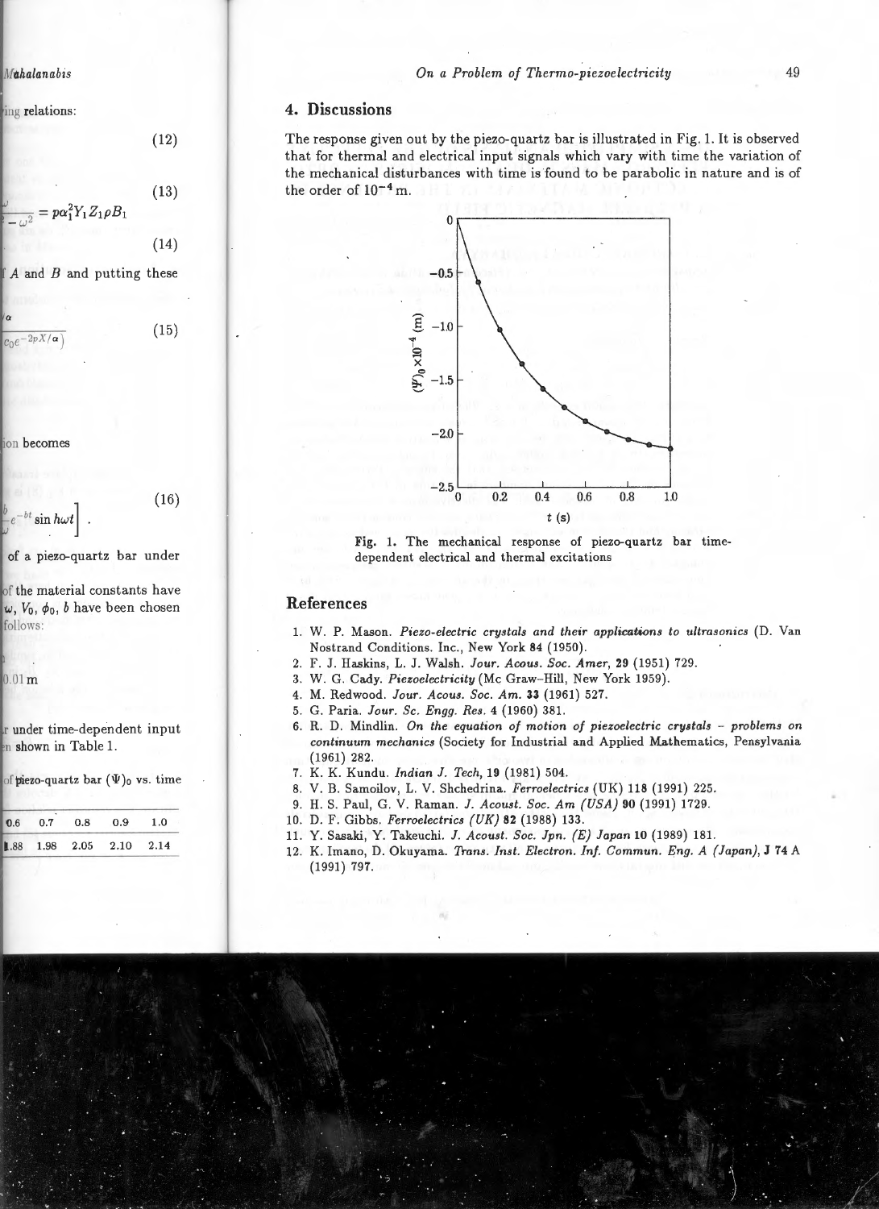## 4. Discussions

The response given out by the piezo-quartz bar is illustrated in Fig. 1. It is observed that for thermal and electrical input signals which vary with time the variation of the mechanical disturbances with time is found to be parabolic in nature and is of the order of $10^{-4}$ m.

0
−0.5
−1.0
−1.5
−2.0
−2.5
$(\Psi)_0 \times 10^{-4}$ (m)
0
0.2
0.4
0.6
0.8
1.0
$t$ (s)

**Fig. 1.** The mechanical response of piezo-quartz bar time-dependent electrical and thermal excitations

## References

1. W. P. Mason. *Piezo-electric crystals and their applications to ultrasonics* (D. Van Nostrand Conditions. Inc., New York **84** (1950).
2. F. J. Haskins, L. J. Walsh. *Jour. Acous. Soc. Amer,* **29** (1951) 729.
3. W. G. Cady. *Piezoelectricity* (Mc Graw–Hill, New York 1959).
4. M. Redwood. *Jour. Acous. Soc. Am.* **33** (1961) 527.
5. G. Paria. *Jour. Sc. Engg. Res.* **4** (1960) 381.
6. R. D. Mindlin. *On the equation of motion of piezoelectric crystals – problems on continuum mechanics* (Society for Industrial and Applied Mathematics, Pensylvania (1961) 282.
7. K. K. Kundu. *Indian J. Tech,* **19** (1981) 504.
8. V. B. Samoilov, L. V. Shchedrina. *Ferroelectrics* (UK) **118** (1991) 225.
9. H. S. Paul, G. V. Raman. *J. Acoust. Soc. Am (USA)* **90** (1991) 1729.
10. D. F. Gibbs. *Ferroelectrics (UK)* **82** (1988) 133.
11. Y. Sasaki, Y. Takeuchi. *J. Acoust. Soc. Jpn. (E) Japan* **10** (1989) 181.
12. K. Imano, D. Okuyama. *Trans. Inst. Electron. Inf. Commun. Eng. A (Japan),* **J 74 A** (1991) 797.